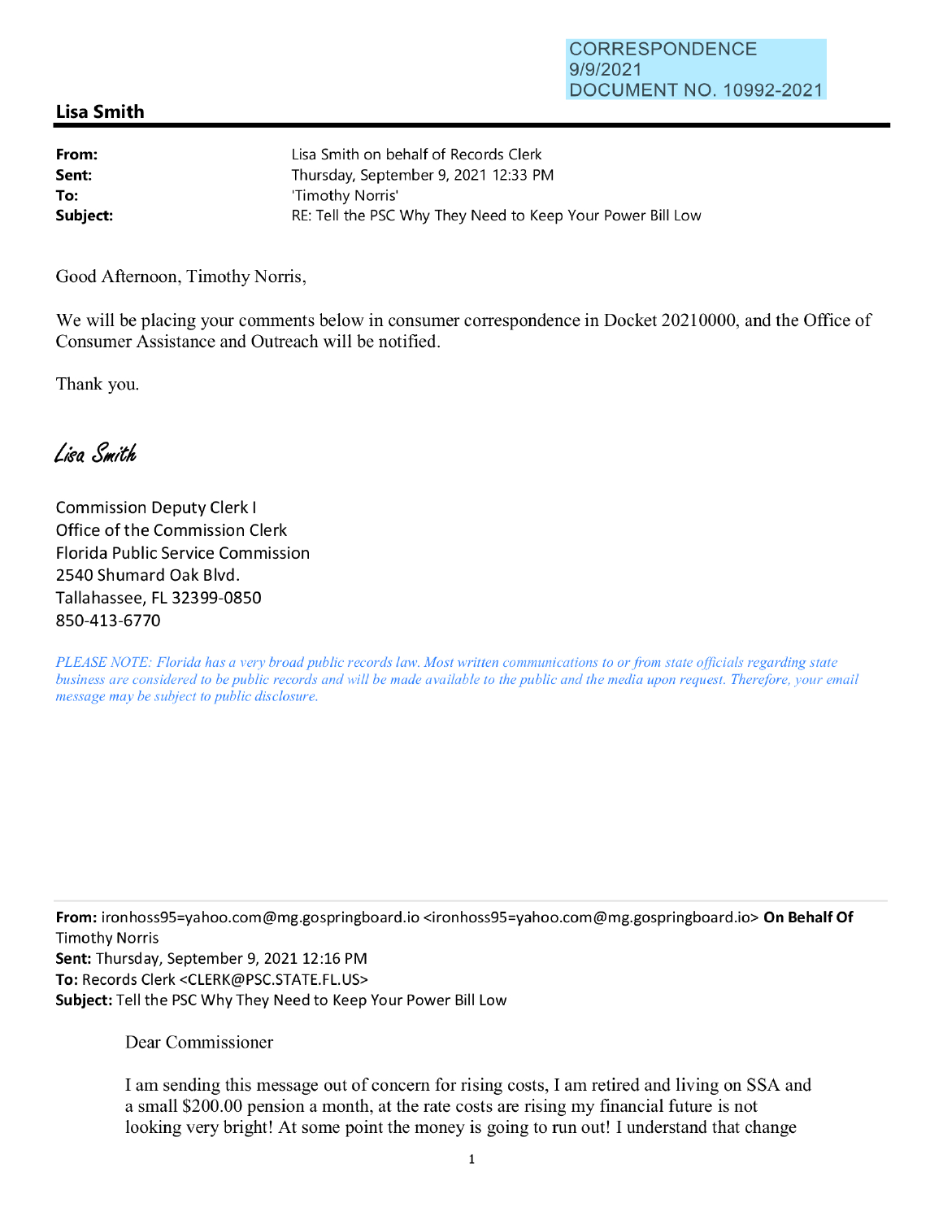CORRESPONDENCE
9/9/2021
DOCUMENT NO. 10992-2021

## Lisa Smith

**From:** Lisa Smith on behalf of Records Clerk
**Sent:** Thursday, September 9, 2021 12:33 PM
**To:** 'Timothy Norris'
**Subject:** RE: Tell the PSC Why They Need to Keep Your Power Bill Low

Good Afternoon, Timothy Norris,

We will be placing your comments below in consumer correspondence in Docket 20210000, and the Office of Consumer Assistance and Outreach will be notified.

Thank you.

*Lisa Smith*

Commission Deputy Clerk I
Office of the Commission Clerk
Florida Public Service Commission
2540 Shumard Oak Blvd.
Tallahassee, FL 32399-0850
850-413-6770

*PLEASE NOTE: Florida has a very broad public records law. Most written communications to or from state officials regarding state business are considered to be public records and will be made available to the public and the media upon request. Therefore, your email message may be subject to public disclosure.*

---

**From:** ironhoss95=yahoo.com@mg.gospringboard.io <ironhoss95=yahoo.com@mg.gospringboard.io> **On Behalf Of** Timothy Norris
**Sent:** Thursday, September 9, 2021 12:16 PM
**To:** Records Clerk <CLERK@PSC.STATE.FL.US>
**Subject:** Tell the PSC Why They Need to Keep Your Power Bill Low

Dear Commissioner

I am sending this message out of concern for rising costs, I am retired and living on SSA and a small $200.00 pension a month, at the rate costs are rising my financial future is not looking very bright! At some point the money is going to run out! I understand that change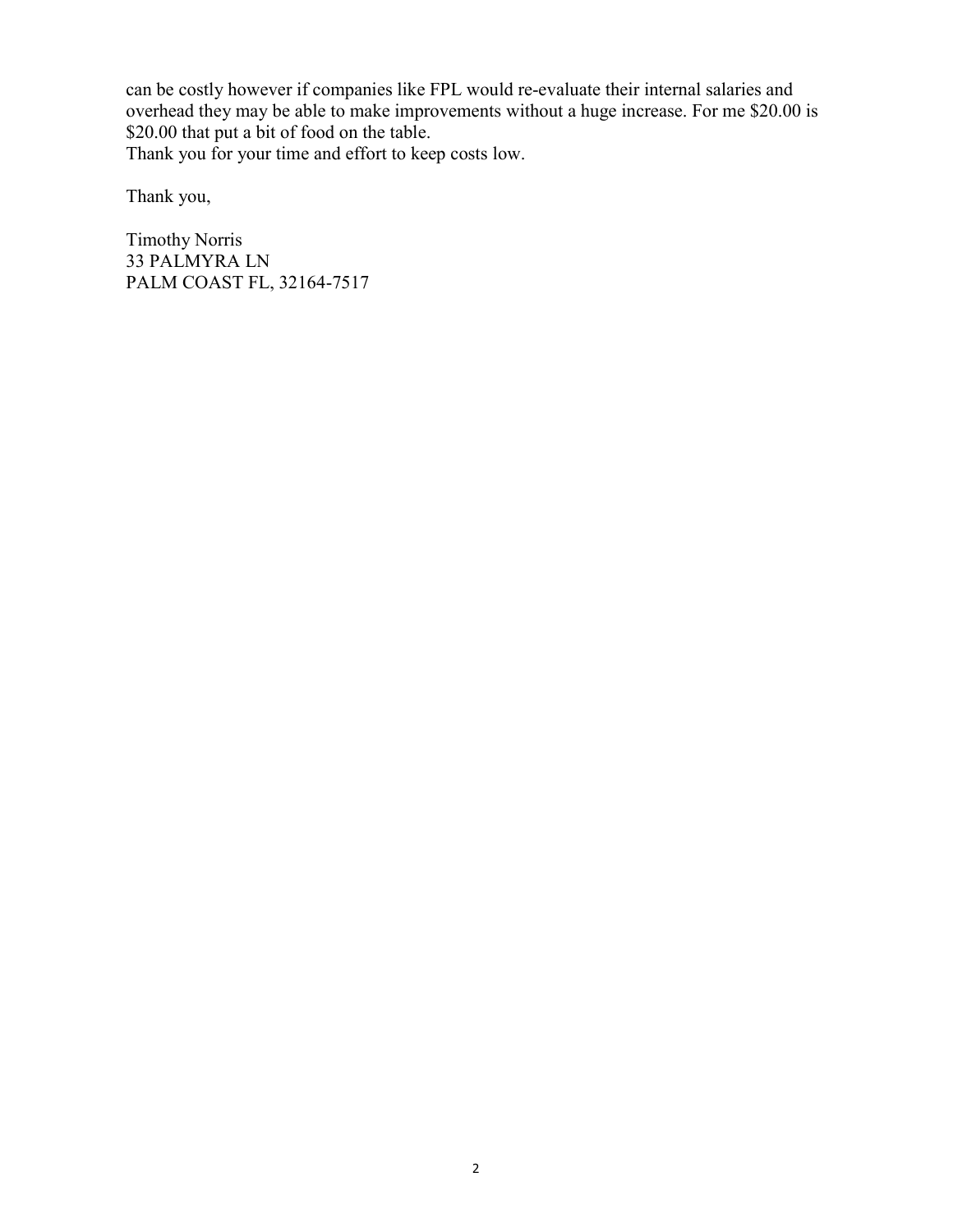can be costly however if companies like FPL would re-evaluate their internal salaries and overhead they may be able to make improvements without a huge increase. For me $20.00 is $20.00 that put a bit of food on the table.
Thank you for your time and effort to keep costs low.

Thank you,

Timothy Norris
33 PALMYRA LN
PALM COAST FL, 32164-7517